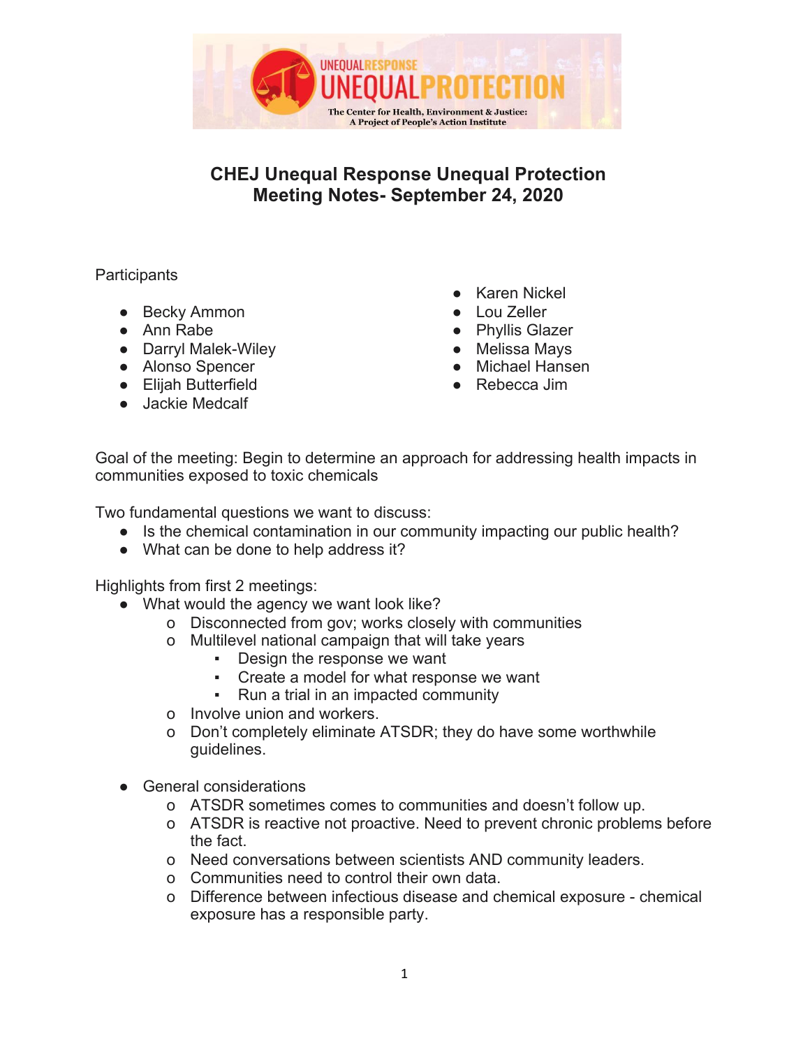UNEQUAL RESPONSE UNEQUAL PROTECTION

The Center for Health, Environment & Justice: A Project of People's Action Institute

# CHEJ Unequal Response Unequal Protection
# Meeting Notes- September 24, 2020

Participants

- Becky Ammon
- Ann Rabe
- Darryl Malek-Wiley
- Alonso Spencer
- Elijah Butterfield
- Jackie Medcalf
- Karen Nickel
- Lou Zeller
- Phyllis Glazer
- Melissa Mays
- Michael Hansen
- Rebecca Jim

Goal of the meeting: Begin to determine an approach for addressing health impacts in communities exposed to toxic chemicals

Two fundamental questions we want to discuss:

- Is the chemical contamination in our community impacting our public health?
- What can be done to help address it?

Highlights from first 2 meetings:

- What would the agency we want look like?
  - Disconnected from gov; works closely with communities
  - Multilevel national campaign that will take years
    - Design the response we want
    - Create a model for what response we want
    - Run a trial in an impacted community
  - Involve union and workers.
  - Don't completely eliminate ATSDR; they do have some worthwhile guidelines.

- General considerations
  - ATSDR sometimes comes to communities and doesn't follow up.
  - ATSDR is reactive not proactive. Need to prevent chronic problems before the fact.
  - Need conversations between scientists AND community leaders.
  - Communities need to control their own data.
  - Difference between infectious disease and chemical exposure - chemical exposure has a responsible party.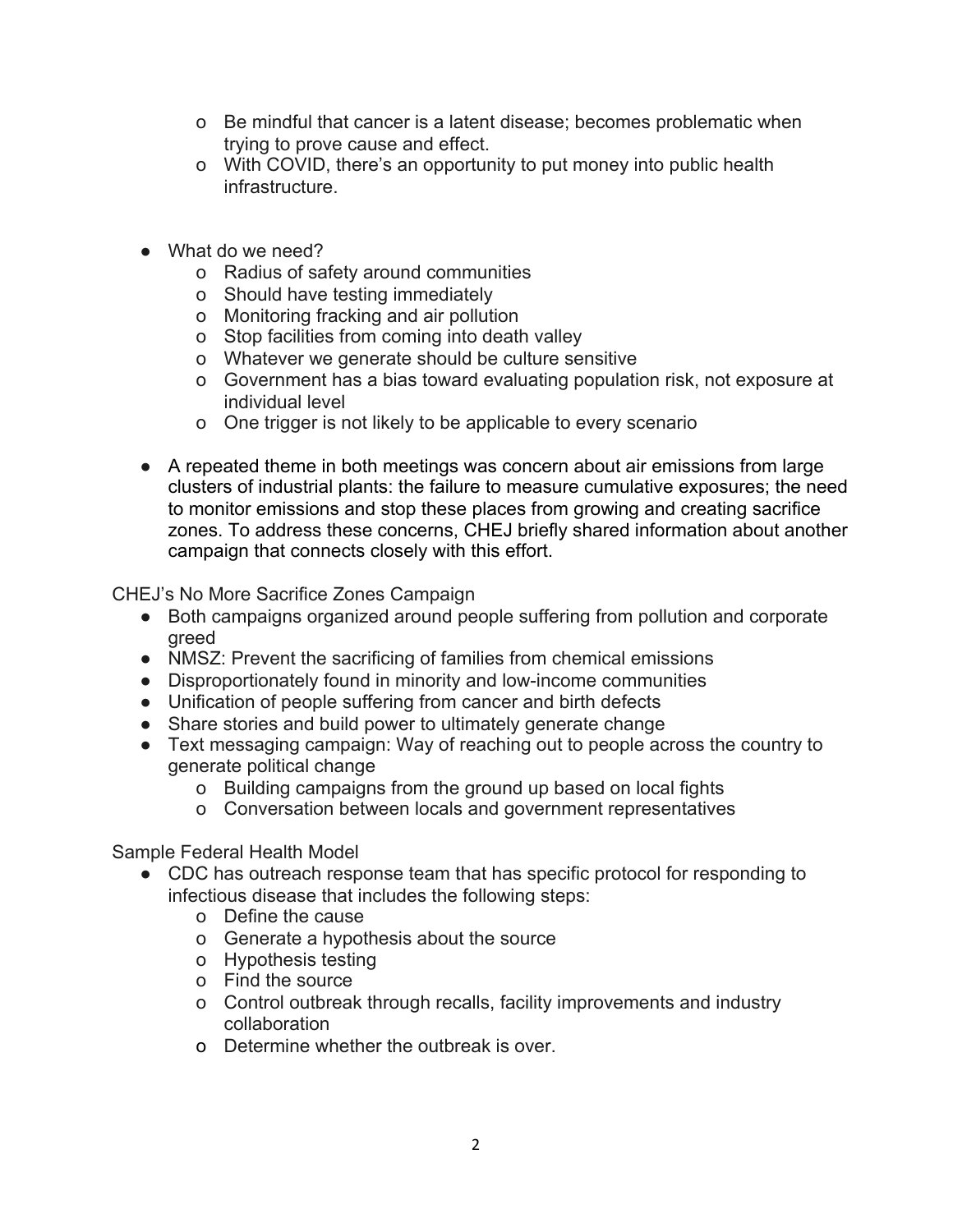- Be mindful that cancer is a latent disease; becomes problematic when trying to prove cause and effect.
  - With COVID, there's an opportunity to put money into public health infrastructure.

- What do we need?
  - Radius of safety around communities
  - Should have testing immediately
  - Monitoring fracking and air pollution
  - Stop facilities from coming into death valley
  - Whatever we generate should be culture sensitive
  - Government has a bias toward evaluating population risk, not exposure at individual level
  - One trigger is not likely to be applicable to every scenario

- A repeated theme in both meetings was concern about air emissions from large clusters of industrial plants: the failure to measure cumulative exposures; the need to monitor emissions and stop these places from growing and creating sacrifice zones. To address these concerns, CHEJ briefly shared information about another campaign that connects closely with this effort.

CHEJ's No More Sacrifice Zones Campaign

- Both campaigns organized around people suffering from pollution and corporate greed
- NMSZ: Prevent the sacrificing of families from chemical emissions
- Disproportionately found in minority and low-income communities
- Unification of people suffering from cancer and birth defects
- Share stories and build power to ultimately generate change
- Text messaging campaign: Way of reaching out to people across the country to generate political change
  - Building campaigns from the ground up based on local fights
  - Conversation between locals and government representatives

Sample Federal Health Model

- CDC has outreach response team that has specific protocol for responding to infectious disease that includes the following steps:
  - Define the cause
  - Generate a hypothesis about the source
  - Hypothesis testing
  - Find the source
  - Control outbreak through recalls, facility improvements and industry collaboration
  - Determine whether the outbreak is over.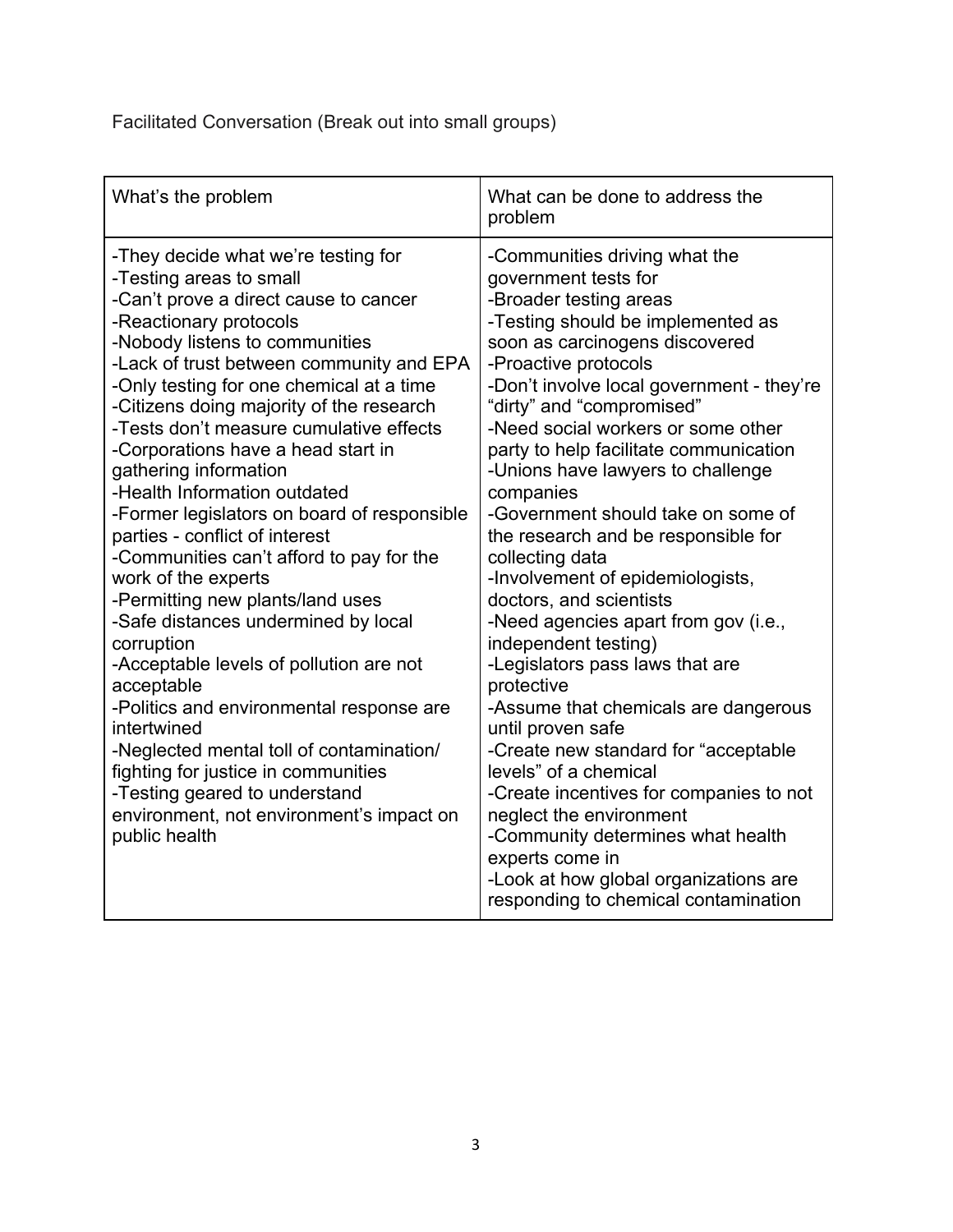Facilitated Conversation (Break out into small groups)

| What's the problem | What can be done to address the problem |
|---|---|
| -They decide what we're testing for<br>-Testing areas to small<br>-Can't prove a direct cause to cancer<br>-Reactionary protocols<br>-Nobody listens to communities<br>-Lack of trust between community and EPA<br>-Only testing for one chemical at a time<br>-Citizens doing majority of the research<br>-Tests don't measure cumulative effects<br>-Corporations have a head start in gathering information<br>-Health Information outdated<br>-Former legislators on board of responsible parties - conflict of interest<br>-Communities can't afford to pay for the work of the experts<br>-Permitting new plants/land uses<br>-Safe distances undermined by local corruption<br>-Acceptable levels of pollution are not acceptable<br>-Politics and environmental response are intertwined<br>-Neglected mental toll of contamination/ fighting for justice in communities<br>-Testing geared to understand environment, not environment's impact on public health | -Communities driving what the government tests for<br>-Broader testing areas<br>-Testing should be implemented as soon as carcinogens discovered<br>-Proactive protocols<br>-Don't involve local government - they're "dirty" and "compromised"<br>-Need social workers or some other party to help facilitate communication<br>-Unions have lawyers to challenge companies<br>-Government should take on some of the research and be responsible for collecting data<br>-Involvement of epidemiologists, doctors, and scientists<br>-Need agencies apart from gov (i.e., independent testing)<br>-Legislators pass laws that are protective<br>-Assume that chemicals are dangerous until proven safe<br>-Create new standard for "acceptable levels" of a chemical<br>-Create incentives for companies to not neglect the environment<br>-Community determines what health experts come in<br>-Look at how global organizations are responding to chemical contamination |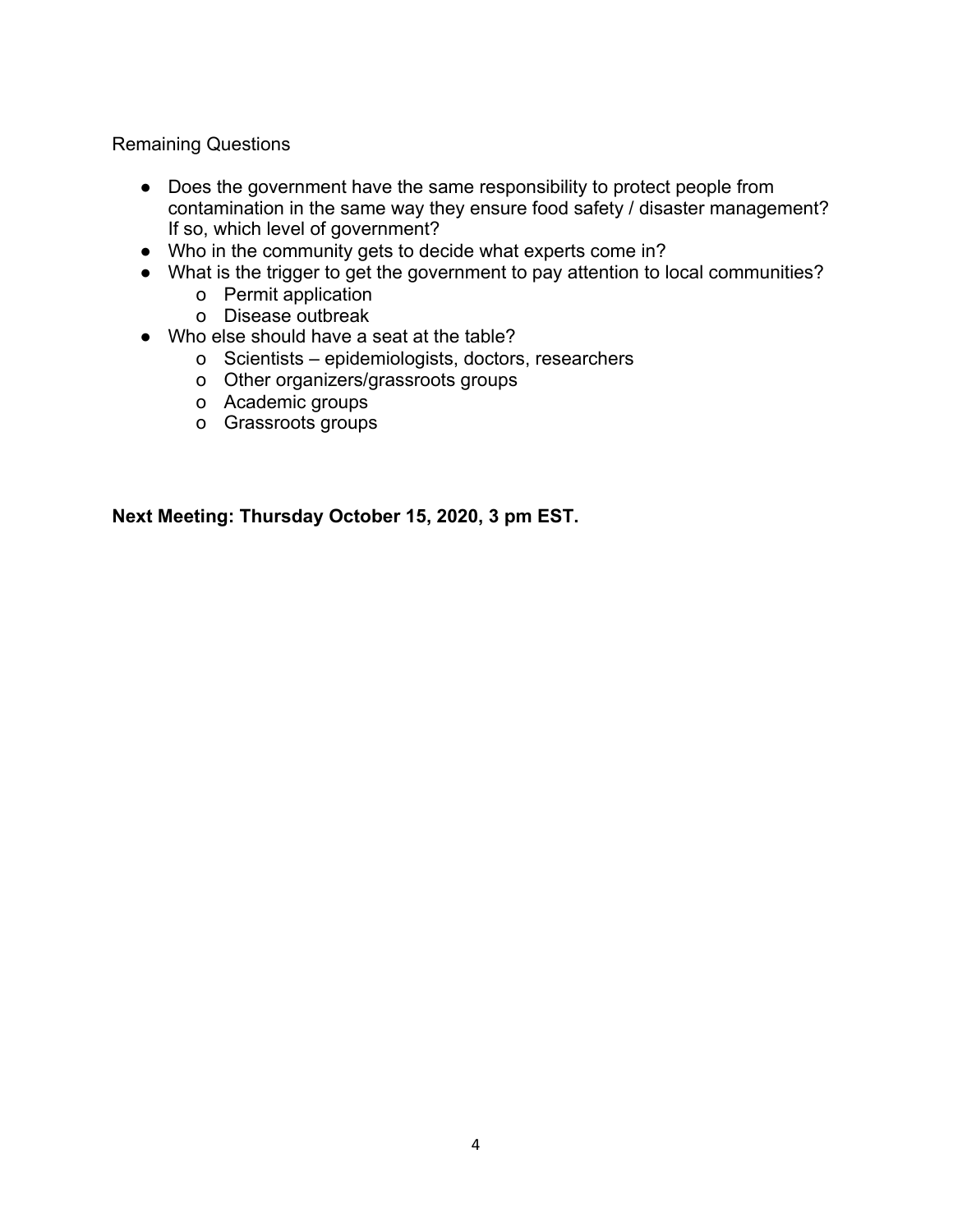Remaining Questions

- Does the government have the same responsibility to protect people from contamination in the same way they ensure food safety / disaster management? If so, which level of government?
- Who in the community gets to decide what experts come in?
- What is the trigger to get the government to pay attention to local communities?
  - Permit application
  - Disease outbreak
- Who else should have a seat at the table?
  - Scientists – epidemiologists, doctors, researchers
  - Other organizers/grassroots groups
  - Academic groups
  - Grassroots groups

**Next Meeting: Thursday October 15, 2020, 3 pm EST.**